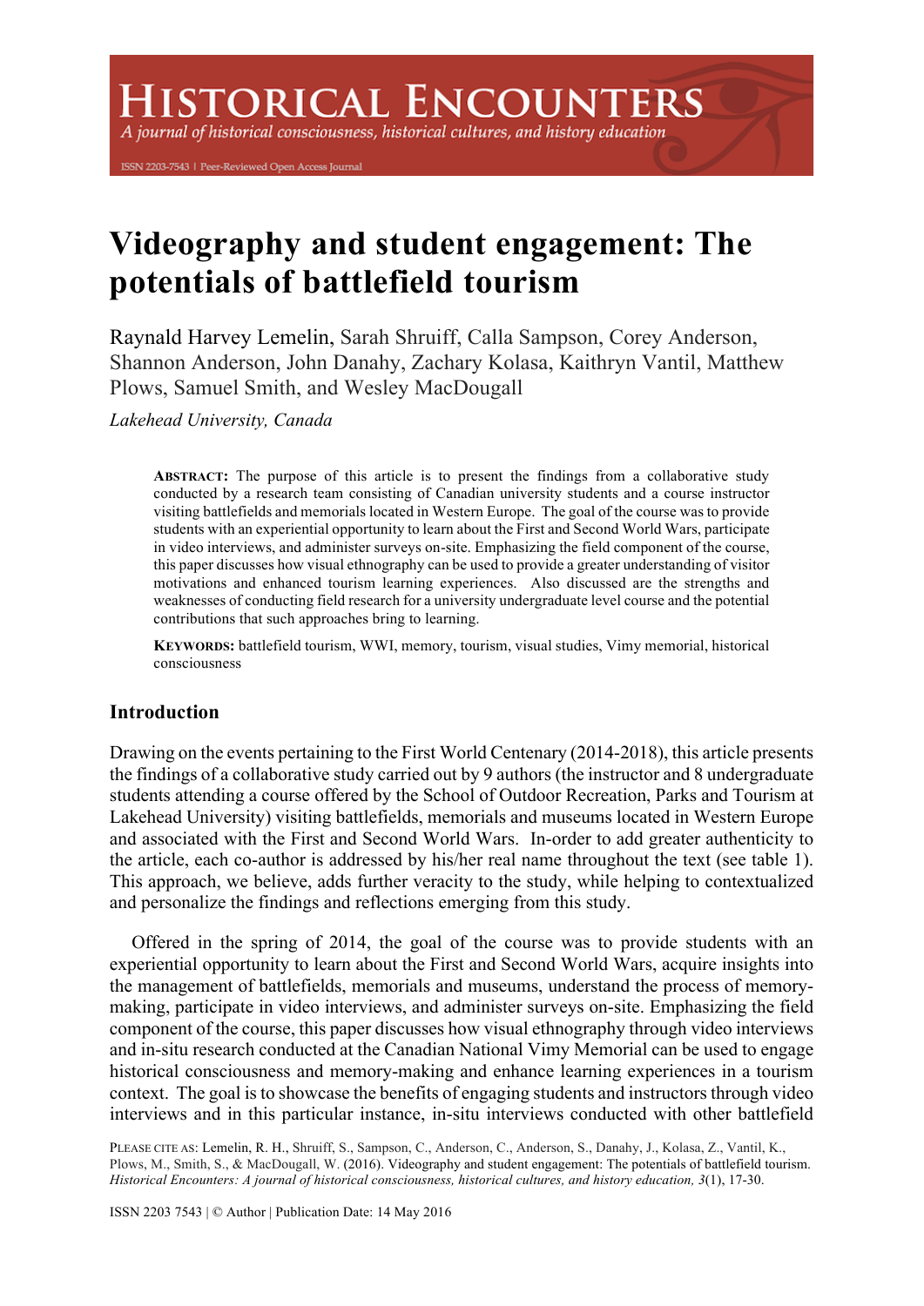# Videography and student engagement: The potentials of battlefield tourism

Raynald Harvey Lemelin, Sarah Shruiff, Calla Sampson, Corey Anderson, Shannon Anderson, John Danahy, Zachary Kolasa, Kaithryn Vantil, Matthew Plows, Samuel Smith, and Wesley MacDougall

*Lakehead University, Canada*

**ABSTRACT:** The purpose of this article is to present the findings from a collaborative study conducted by a research team consisting of Canadian university students and a course instructor visiting battlefields and memorials located in Western Europe. The goal of the course was to provide students with an experiential opportunity to learn about the First and Second World Wars, participate in video interviews, and administer surveys on-site. Emphasizing the field component of the course, this paper discusses how visual ethnography can be used to provide a greater understanding of visitor motivations and enhanced tourism learning experiences. Also discussed are the strengths and weaknesses of conducting field research for a university undergraduate level course and the potential contributions that such approaches bring to learning.

**KEYWORDS:** battlefield tourism, WWI, memory, tourism, visual studies, Vimy memorial, historical consciousness

## Introduction

Drawing on the events pertaining to the First World Centenary (2014-2018), this article presents the findings of a collaborative study carried out by 9 authors (the instructor and 8 undergraduate students attending a course offered by the School of Outdoor Recreation, Parks and Tourism at Lakehead University) visiting battlefields, memorials and museums located in Western Europe and associated with the First and Second World Wars. In-order to add greater authenticity to the article, each co-author is addressed by his/her real name throughout the text (see table 1). This approach, we believe, adds further veracity to the study, while helping to contextualized and personalize the findings and reflections emerging from this study.

Offered in the spring of 2014, the goal of the course was to provide students with an experiential opportunity to learn about the First and Second World Wars, acquire insights into the management of battlefields, memorials and museums, understand the process of memory-making, participate in video interviews, and administer surveys on-site. Emphasizing the field component of the course, this paper discusses how visual ethnography through video interviews and in-situ research conducted at the Canadian National Vimy Memorial can be used to engage historical consciousness and memory-making and enhance learning experiences in a tourism context. The goal is to showcase the benefits of engaging students and instructors through video interviews and in this particular instance, in-situ interviews conducted with other battlefield

PLEASE CITE AS: Lemelin, R. H., Shruiff, S., Sampson, C., Anderson, C., Anderson, S., Danahy, J., Kolasa, Z., Vantil, K., Plows, M., Smith, S., & MacDougall, W. (2016). Videography and student engagement: The potentials of battlefield tourism. *Historical Encounters: A journal of historical consciousness, historical cultures, and history education, 3*(1), 17-30.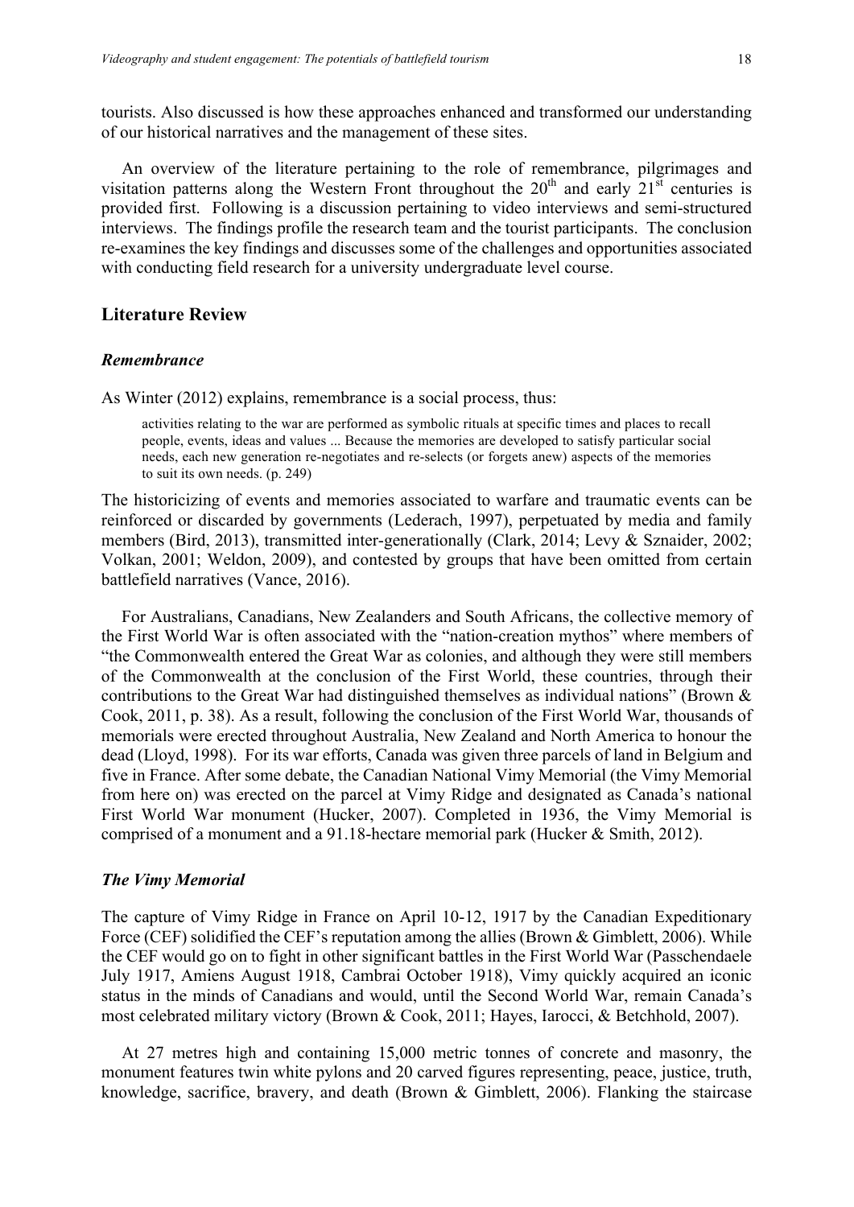tourists. Also discussed is how these approaches enhanced and transformed our understanding of our historical narratives and the management of these sites.

An overview of the literature pertaining to the role of remembrance, pilgrimages and visitation patterns along the Western Front throughout the 20th and early 21st centuries is provided first. Following is a discussion pertaining to video interviews and semi-structured interviews. The findings profile the research team and the tourist participants. The conclusion re-examines the key findings and discusses some of the challenges and opportunities associated with conducting field research for a university undergraduate level course.

## Literature Review

### *Remembrance*

As Winter (2012) explains, remembrance is a social process, thus:

> activities relating to the war are performed as symbolic rituals at specific times and places to recall people, events, ideas and values ... Because the memories are developed to satisfy particular social needs, each new generation re-negotiates and re-selects (or forgets anew) aspects of the memories to suit its own needs. (p. 249)

The historicizing of events and memories associated to warfare and traumatic events can be reinforced or discarded by governments (Lederach, 1997), perpetuated by media and family members (Bird, 2013), transmitted inter-generationally (Clark, 2014; Levy & Sznaider, 2002; Volkan, 2001; Weldon, 2009), and contested by groups that have been omitted from certain battlefield narratives (Vance, 2016).

For Australians, Canadians, New Zealanders and South Africans, the collective memory of the First World War is often associated with the "nation-creation mythos" where members of "the Commonwealth entered the Great War as colonies, and although they were still members of the Commonwealth at the conclusion of the First World, these countries, through their contributions to the Great War had distinguished themselves as individual nations" (Brown & Cook, 2011, p. 38). As a result, following the conclusion of the First World War, thousands of memorials were erected throughout Australia, New Zealand and North America to honour the dead (Lloyd, 1998). For its war efforts, Canada was given three parcels of land in Belgium and five in France. After some debate, the Canadian National Vimy Memorial (the Vimy Memorial from here on) was erected on the parcel at Vimy Ridge and designated as Canada's national First World War monument (Hucker, 2007). Completed in 1936, the Vimy Memorial is comprised of a monument and a 91.18-hectare memorial park (Hucker & Smith, 2012).

### *The Vimy Memorial*

The capture of Vimy Ridge in France on April 10-12, 1917 by the Canadian Expeditionary Force (CEF) solidified the CEF's reputation among the allies (Brown & Gimblett, 2006). While the CEF would go on to fight in other significant battles in the First World War (Passchendaele July 1917, Amiens August 1918, Cambrai October 1918), Vimy quickly acquired an iconic status in the minds of Canadians and would, until the Second World War, remain Canada's most celebrated military victory (Brown & Cook, 2011; Hayes, Iarocci, & Betchhold, 2007).

At 27 metres high and containing 15,000 metric tonnes of concrete and masonry, the monument features twin white pylons and 20 carved figures representing, peace, justice, truth, knowledge, sacrifice, bravery, and death (Brown & Gimblett, 2006). Flanking the staircase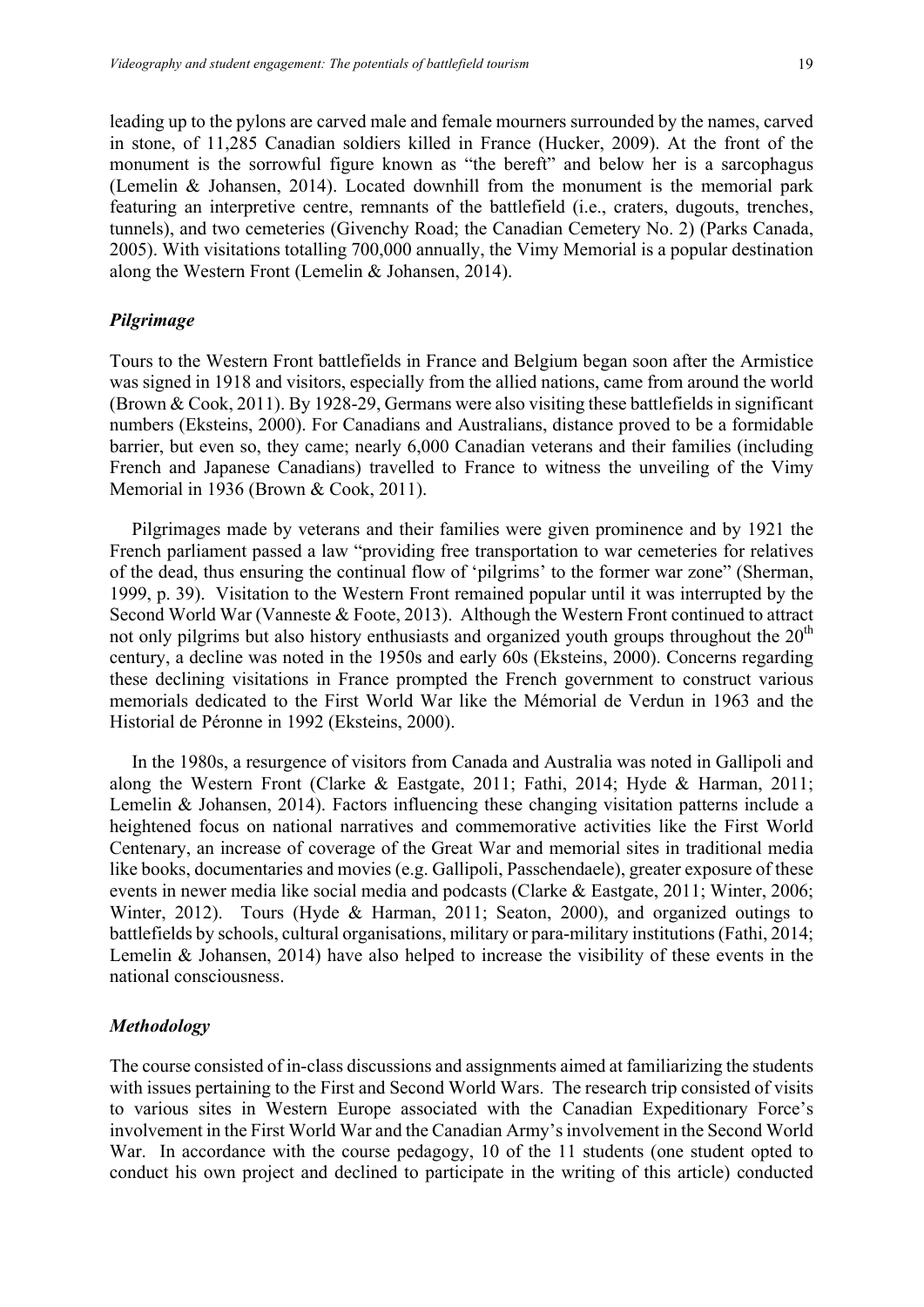leading up to the pylons are carved male and female mourners surrounded by the names, carved in stone, of 11,285 Canadian soldiers killed in France (Hucker, 2009). At the front of the monument is the sorrowful figure known as "the bereft" and below her is a sarcophagus (Lemelin & Johansen, 2014). Located downhill from the monument is the memorial park featuring an interpretive centre, remnants of the battlefield (i.e., craters, dugouts, trenches, tunnels), and two cemeteries (Givenchy Road; the Canadian Cemetery No. 2) (Parks Canada, 2005). With visitations totalling 700,000 annually, the Vimy Memorial is a popular destination along the Western Front (Lemelin & Johansen, 2014).

### *Pilgrimage*

Tours to the Western Front battlefields in France and Belgium began soon after the Armistice was signed in 1918 and visitors, especially from the allied nations, came from around the world (Brown & Cook, 2011). By 1928-29, Germans were also visiting these battlefields in significant numbers (Eksteins, 2000). For Canadians and Australians, distance proved to be a formidable barrier, but even so, they came; nearly 6,000 Canadian veterans and their families (including French and Japanese Canadians) travelled to France to witness the unveiling of the Vimy Memorial in 1936 (Brown & Cook, 2011).

Pilgrimages made by veterans and their families were given prominence and by 1921 the French parliament passed a law "providing free transportation to war cemeteries for relatives of the dead, thus ensuring the continual flow of 'pilgrims' to the former war zone" (Sherman, 1999, p. 39). Visitation to the Western Front remained popular until it was interrupted by the Second World War (Vanneste & Foote, 2013). Although the Western Front continued to attract not only pilgrims but also history enthusiasts and organized youth groups throughout the 20th century, a decline was noted in the 1950s and early 60s (Eksteins, 2000). Concerns regarding these declining visitations in France prompted the French government to construct various memorials dedicated to the First World War like the Mémorial de Verdun in 1963 and the Historial de Péronne in 1992 (Eksteins, 2000).

In the 1980s, a resurgence of visitors from Canada and Australia was noted in Gallipoli and along the Western Front (Clarke & Eastgate, 2011; Fathi, 2014; Hyde & Harman, 2011; Lemelin & Johansen, 2014). Factors influencing these changing visitation patterns include a heightened focus on national narratives and commemorative activities like the First World Centenary, an increase of coverage of the Great War and memorial sites in traditional media like books, documentaries and movies (e.g. Gallipoli, Passchendaele), greater exposure of these events in newer media like social media and podcasts (Clarke & Eastgate, 2011; Winter, 2006; Winter, 2012). Tours (Hyde & Harman, 2011; Seaton, 2000), and organized outings to battlefields by schools, cultural organisations, military or para-military institutions (Fathi, 2014; Lemelin & Johansen, 2014) have also helped to increase the visibility of these events in the national consciousness.

### *Methodology*

The course consisted of in-class discussions and assignments aimed at familiarizing the students with issues pertaining to the First and Second World Wars. The research trip consisted of visits to various sites in Western Europe associated with the Canadian Expeditionary Force's involvement in the First World War and the Canadian Army's involvement in the Second World War. In accordance with the course pedagogy, 10 of the 11 students (one student opted to conduct his own project and declined to participate in the writing of this article) conducted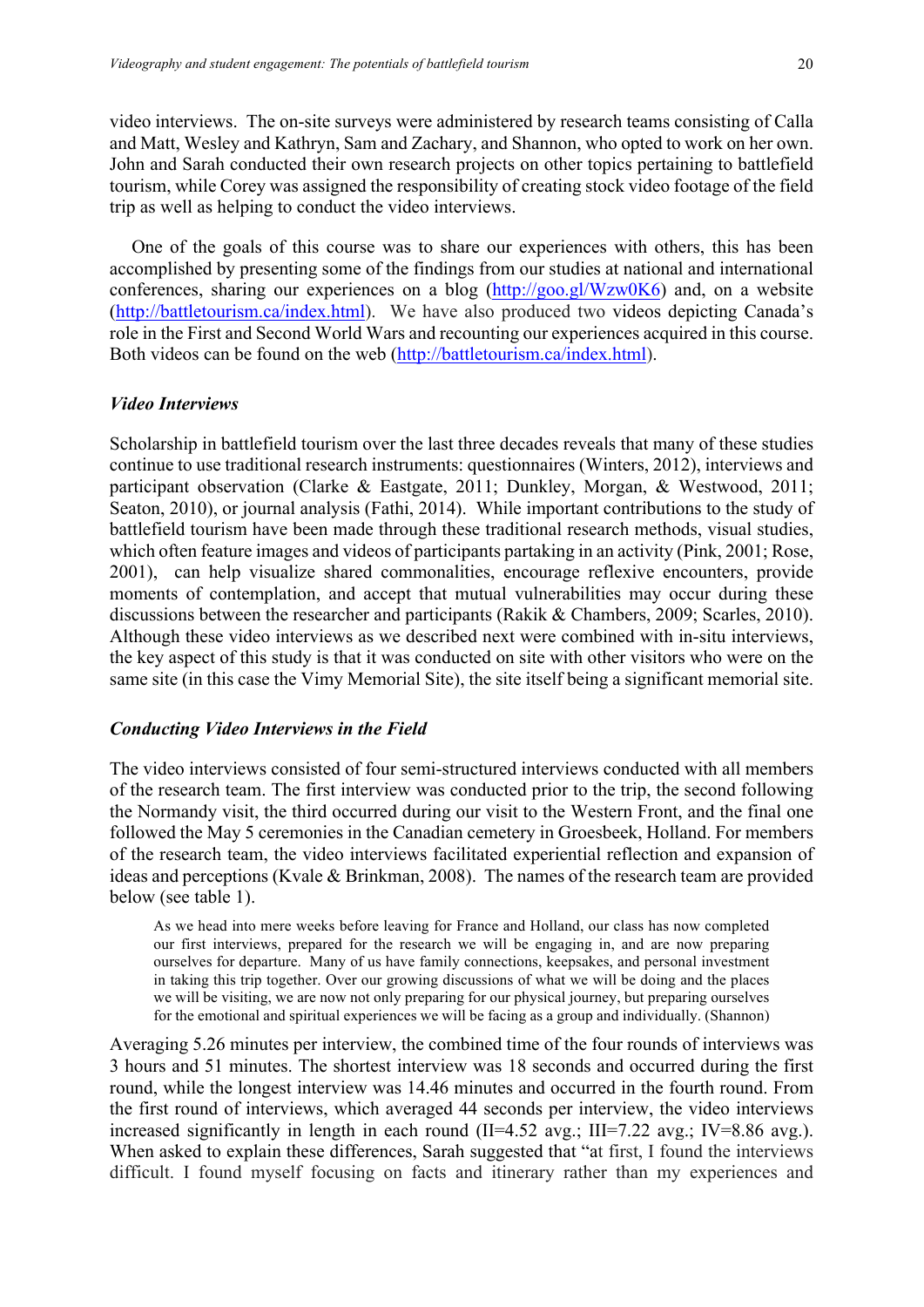video interviews. The on-site surveys were administered by research teams consisting of Calla and Matt, Wesley and Kathryn, Sam and Zachary, and Shannon, who opted to work on her own. John and Sarah conducted their own research projects on other topics pertaining to battlefield tourism, while Corey was assigned the responsibility of creating stock video footage of the field trip as well as helping to conduct the video interviews.

One of the goals of this course was to share our experiences with others, this has been accomplished by presenting some of the findings from our studies at national and international conferences, sharing our experiences on a blog (http://goo.gl/Wzw0K6) and, on a website (http://battletourism.ca/index.html). We have also produced two videos depicting Canada's role in the First and Second World Wars and recounting our experiences acquired in this course. Both videos can be found on the web (http://battletourism.ca/index.html).

### *Video Interviews*

Scholarship in battlefield tourism over the last three decades reveals that many of these studies continue to use traditional research instruments: questionnaires (Winters, 2012), interviews and participant observation (Clarke & Eastgate, 2011; Dunkley, Morgan, & Westwood, 2011; Seaton, 2010), or journal analysis (Fathi, 2014). While important contributions to the study of battlefield tourism have been made through these traditional research methods, visual studies, which often feature images and videos of participants partaking in an activity (Pink, 2001; Rose, 2001), can help visualize shared commonalities, encourage reflexive encounters, provide moments of contemplation, and accept that mutual vulnerabilities may occur during these discussions between the researcher and participants (Rakik & Chambers, 2009; Scarles, 2010). Although these video interviews as we described next were combined with in-situ interviews, the key aspect of this study is that it was conducted on site with other visitors who were on the same site (in this case the Vimy Memorial Site), the site itself being a significant memorial site.

### *Conducting Video Interviews in the Field*

The video interviews consisted of four semi-structured interviews conducted with all members of the research team. The first interview was conducted prior to the trip, the second following the Normandy visit, the third occurred during our visit to the Western Front, and the final one followed the May 5 ceremonies in the Canadian cemetery in Groesbeek, Holland. For members of the research team, the video interviews facilitated experiential reflection and expansion of ideas and perceptions (Kvale & Brinkman, 2008). The names of the research team are provided below (see table 1).

> As we head into mere weeks before leaving for France and Holland, our class has now completed our first interviews, prepared for the research we will be engaging in, and are now preparing ourselves for departure. Many of us have family connections, keepsakes, and personal investment in taking this trip together. Over our growing discussions of what we will be doing and the places we will be visiting, we are now not only preparing for our physical journey, but preparing ourselves for the emotional and spiritual experiences we will be facing as a group and individually. (Shannon)

Averaging 5.26 minutes per interview, the combined time of the four rounds of interviews was 3 hours and 51 minutes. The shortest interview was 18 seconds and occurred during the first round, while the longest interview was 14.46 minutes and occurred in the fourth round. From the first round of interviews, which averaged 44 seconds per interview, the video interviews increased significantly in length in each round (II=4.52 avg.; III=7.22 avg.; IV=8.86 avg.). When asked to explain these differences, Sarah suggested that "at first, I found the interviews difficult. I found myself focusing on facts and itinerary rather than my experiences and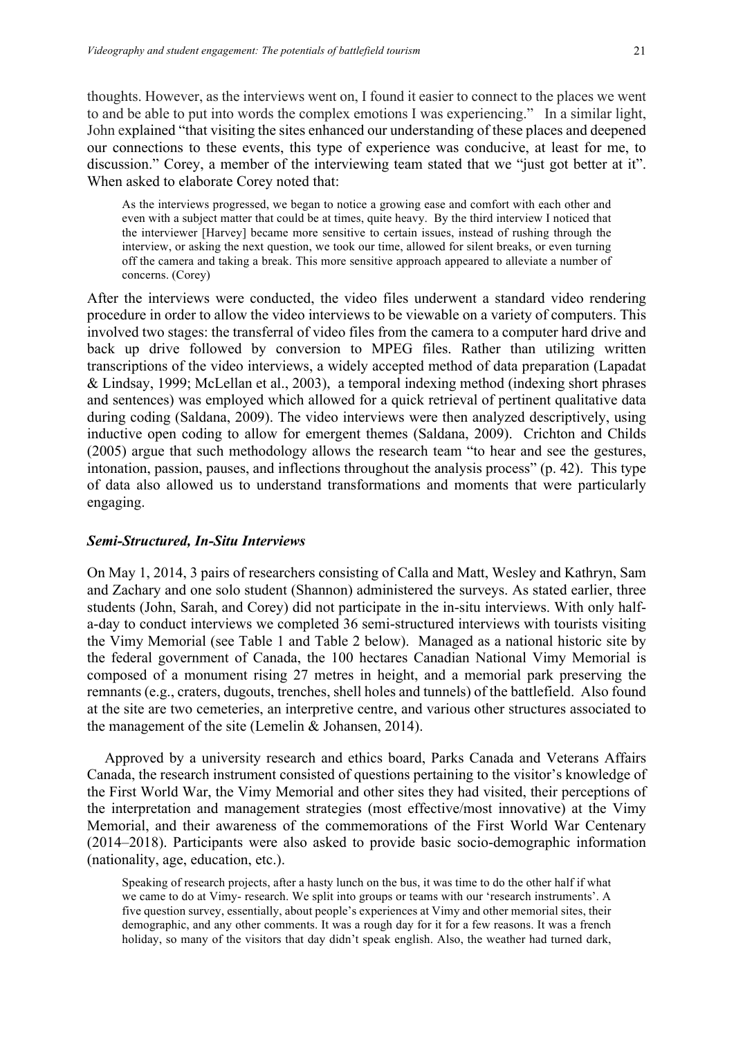thoughts. However, as the interviews went on, I found it easier to connect to the places we went to and be able to put into words the complex emotions I was experiencing." In a similar light, John explained "that visiting the sites enhanced our understanding of these places and deepened our connections to these events, this type of experience was conducive, at least for me, to discussion." Corey, a member of the interviewing team stated that we "just got better at it". When asked to elaborate Corey noted that:

> As the interviews progressed, we began to notice a growing ease and comfort with each other and even with a subject matter that could be at times, quite heavy. By the third interview I noticed that the interviewer [Harvey] became more sensitive to certain issues, instead of rushing through the interview, or asking the next question, we took our time, allowed for silent breaks, or even turning off the camera and taking a break. This more sensitive approach appeared to alleviate a number of concerns. (Corey)

After the interviews were conducted, the video files underwent a standard video rendering procedure in order to allow the video interviews to be viewable on a variety of computers. This involved two stages: the transferral of video files from the camera to a computer hard drive and back up drive followed by conversion to MPEG files. Rather than utilizing written transcriptions of the video interviews, a widely accepted method of data preparation (Lapadat & Lindsay, 1999; McLellan et al., 2003), a temporal indexing method (indexing short phrases and sentences) was employed which allowed for a quick retrieval of pertinent qualitative data during coding (Saldana, 2009). The video interviews were then analyzed descriptively, using inductive open coding to allow for emergent themes (Saldana, 2009). Crichton and Childs (2005) argue that such methodology allows the research team "to hear and see the gestures, intonation, passion, pauses, and inflections throughout the analysis process" (p. 42). This type of data also allowed us to understand transformations and moments that were particularly engaging.

### *Semi-Structured, In-Situ Interviews*

On May 1, 2014, 3 pairs of researchers consisting of Calla and Matt, Wesley and Kathryn, Sam and Zachary and one solo student (Shannon) administered the surveys. As stated earlier, three students (John, Sarah, and Corey) did not participate in the in-situ interviews. With only half-a-day to conduct interviews we completed 36 semi-structured interviews with tourists visiting the Vimy Memorial (see Table 1 and Table 2 below). Managed as a national historic site by the federal government of Canada, the 100 hectares Canadian National Vimy Memorial is composed of a monument rising 27 metres in height, and a memorial park preserving the remnants (e.g., craters, dugouts, trenches, shell holes and tunnels) of the battlefield. Also found at the site are two cemeteries, an interpretive centre, and various other structures associated to the management of the site (Lemelin & Johansen, 2014).

Approved by a university research and ethics board, Parks Canada and Veterans Affairs Canada, the research instrument consisted of questions pertaining to the visitor's knowledge of the First World War, the Vimy Memorial and other sites they had visited, their perceptions of the interpretation and management strategies (most effective/most innovative) at the Vimy Memorial, and their awareness of the commemorations of the First World War Centenary (2014–2018). Participants were also asked to provide basic socio-demographic information (nationality, age, education, etc.).

> Speaking of research projects, after a hasty lunch on the bus, it was time to do the other half if what we came to do at Vimy- research. We split into groups or teams with our 'research instruments'. A five question survey, essentially, about people's experiences at Vimy and other memorial sites, their demographic, and any other comments. It was a rough day for it for a few reasons. It was a french holiday, so many of the visitors that day didn't speak english. Also, the weather had turned dark,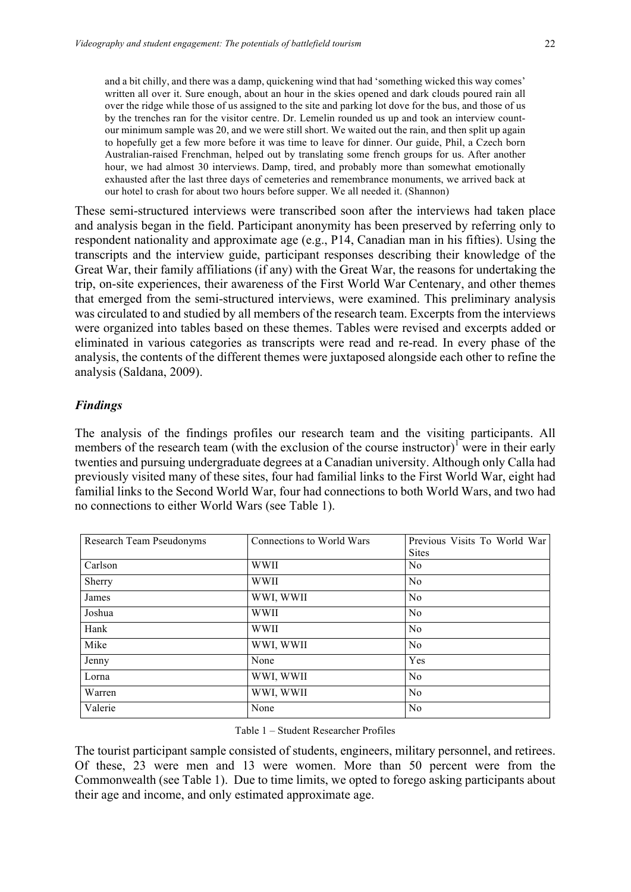> and a bit chilly, and there was a damp, quickening wind that had 'something wicked this way comes' written all over it. Sure enough, about an hour in the skies opened and dark clouds poured rain all over the ridge while those of us assigned to the site and parking lot dove for the bus, and those of us by the trenches ran for the visitor centre. Dr. Lemelin rounded us up and took an interview count- our minimum sample was 20, and we were still short. We waited out the rain, and then split up again to hopefully get a few more before it was time to leave for dinner. Our guide, Phil, a Czech born Australian-raised Frenchman, helped out by translating some french groups for us. After another hour, we had almost 30 interviews. Damp, tired, and probably more than somewhat emotionally exhausted after the last three days of cemeteries and remembrance monuments, we arrived back at our hotel to crash for about two hours before supper. We all needed it. (Shannon)

These semi-structured interviews were transcribed soon after the interviews had taken place and analysis began in the field. Participant anonymity has been preserved by referring only to respondent nationality and approximate age (e.g., P14, Canadian man in his fifties). Using the transcripts and the interview guide, participant responses describing their knowledge of the Great War, their family affiliations (if any) with the Great War, the reasons for undertaking the trip, on-site experiences, their awareness of the First World War Centenary, and other themes that emerged from the semi-structured interviews, were examined. This preliminary analysis was circulated to and studied by all members of the research team. Excerpts from the interviews were organized into tables based on these themes. Tables were revised and excerpts added or eliminated in various categories as transcripts were read and re-read. In every phase of the analysis, the contents of the different themes were juxtaposed alongside each other to refine the analysis (Saldana, 2009).

### *Findings*

The analysis of the findings profiles our research team and the visiting participants. All members of the research team (with the exclusion of the course instructor)[1] were in their early twenties and pursuing undergraduate degrees at a Canadian university. Although only Calla had previously visited many of these sites, four had familial links to the First World War, eight had familial links to the Second World War, four had connections to both World Wars, and two had no connections to either World Wars (see Table 1).

| Research Team Pseudonyms | Connections to World Wars | Previous Visits To World War Sites |
|---|---|---|
| Carlson | WWII | No |
| Sherry | WWII | No |
| James | WWI, WWII | No |
| Joshua | WWII | No |
| Hank | WWII | No |
| Mike | WWI, WWII | No |
| Jenny | None | Yes |
| Lorna | WWI, WWII | No |
| Warren | WWI, WWII | No |
| Valerie | None | No |

Table 1 – Student Researcher Profiles

The tourist participant sample consisted of students, engineers, military personnel, and retirees. Of these, 23 were men and 13 were women. More than 50 percent were from the Commonwealth (see Table 1). Due to time limits, we opted to forego asking participants about their age and income, and only estimated approximate age.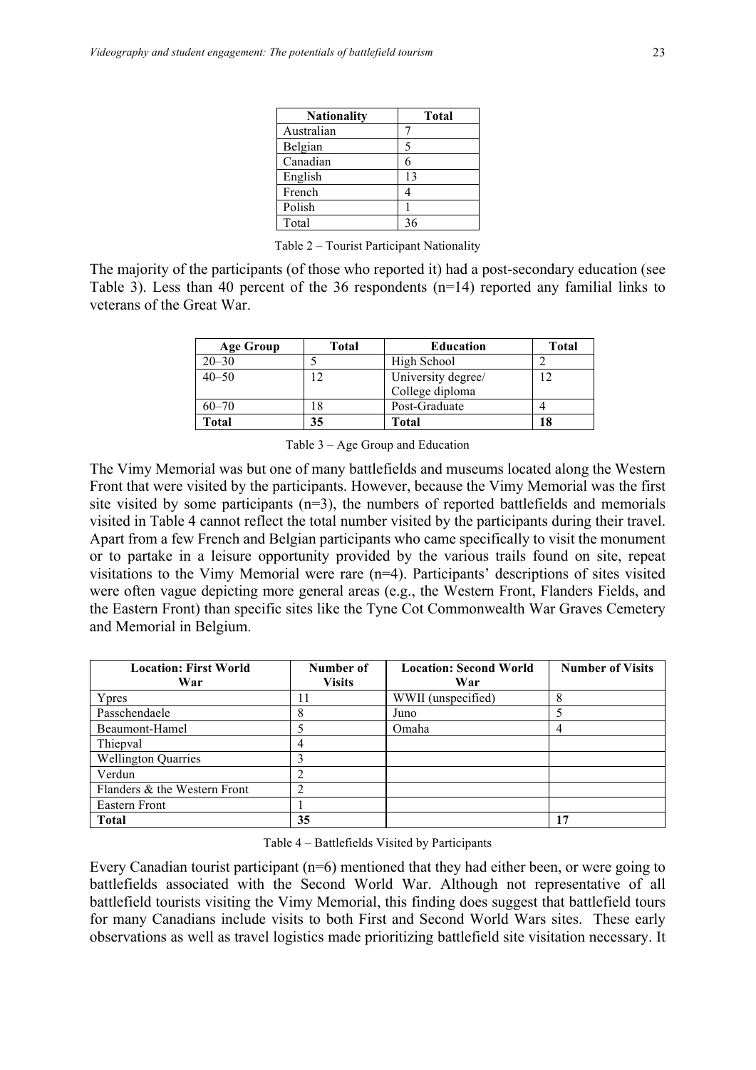| Nationality | Total |
|---|---|
| Australian | 7 |
| Belgian | 5 |
| Canadian | 6 |
| English | 13 |
| French | 4 |
| Polish | 1 |
| Total | 36 |

Table 2 – Tourist Participant Nationality

The majority of the participants (of those who reported it) had a post-secondary education (see Table 3). Less than 40 percent of the 36 respondents (n=14) reported any familial links to veterans of the Great War.

| Age Group | Total | Education | Total |
|---|---|---|---|
| 20–30 | 5 | High School | 2 |
| 40–50 | 12 | University degree/ College diploma | 12 |
| 60–70 | 18 | Post-Graduate | 4 |
| **Total** | **35** | **Total** | **18** |

Table 3 – Age Group and Education

The Vimy Memorial was but one of many battlefields and museums located along the Western Front that were visited by the participants. However, because the Vimy Memorial was the first site visited by some participants (n=3), the numbers of reported battlefields and memorials visited in Table 4 cannot reflect the total number visited by the participants during their travel. Apart from a few French and Belgian participants who came specifically to visit the monument or to partake in a leisure opportunity provided by the various trails found on site, repeat visitations to the Vimy Memorial were rare (n=4). Participants' descriptions of sites visited were often vague depicting more general areas (e.g., the Western Front, Flanders Fields, and the Eastern Front) than specific sites like the Tyne Cot Commonwealth War Graves Cemetery and Memorial in Belgium.

| Location: First World War | Number of Visits | Location: Second World War | Number of Visits |
|---|---|---|---|
| Ypres | 11 | WWII (unspecified) | 8 |
| Passchendaele | 8 | Juno | 5 |
| Beaumont-Hamel | 5 | Omaha | 4 |
| Thiepval | 4 | | |
| Wellington Quarries | 3 | | |
| Verdun | 2 | | |
| Flanders & the Western Front | 2 | | |
| Eastern Front | 1 | | |
| **Total** | **35** | | **17** |

Table 4 – Battlefields Visited by Participants

Every Canadian tourist participant (n=6) mentioned that they had either been, or were going to battlefields associated with the Second World War. Although not representative of all battlefield tourists visiting the Vimy Memorial, this finding does suggest that battlefield tours for many Canadians include visits to both First and Second World Wars sites. These early observations as well as travel logistics made prioritizing battlefield site visitation necessary. It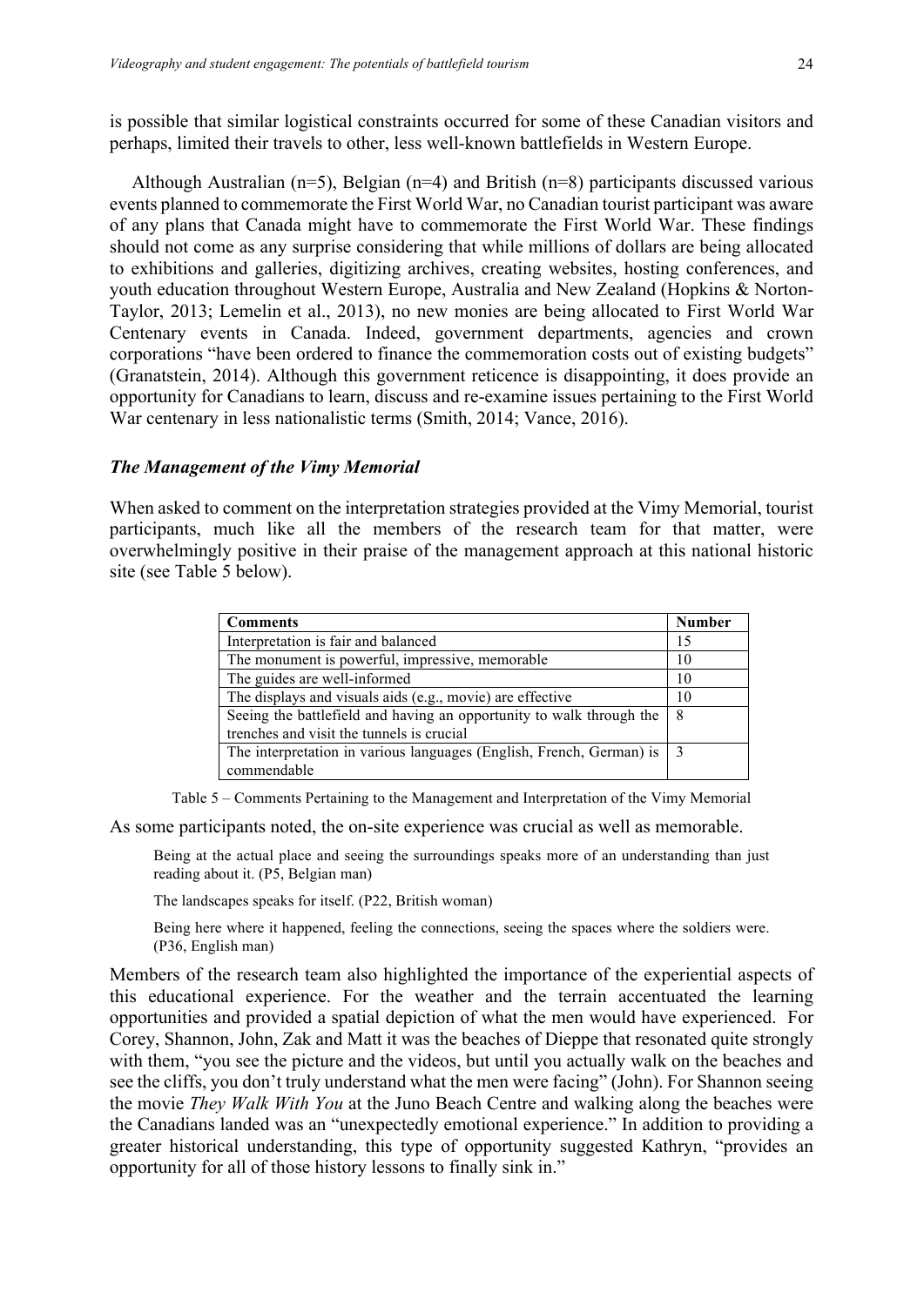is possible that similar logistical constraints occurred for some of these Canadian visitors and perhaps, limited their travels to other, less well-known battlefields in Western Europe.

Although Australian (n=5), Belgian (n=4) and British (n=8) participants discussed various events planned to commemorate the First World War, no Canadian tourist participant was aware of any plans that Canada might have to commemorate the First World War. These findings should not come as any surprise considering that while millions of dollars are being allocated to exhibitions and galleries, digitizing archives, creating websites, hosting conferences, and youth education throughout Western Europe, Australia and New Zealand (Hopkins & Norton-Taylor, 2013; Lemelin et al., 2013), no new monies are being allocated to First World War Centenary events in Canada. Indeed, government departments, agencies and crown corporations "have been ordered to finance the commemoration costs out of existing budgets" (Granatstein, 2014). Although this government reticence is disappointing, it does provide an opportunity for Canadians to learn, discuss and re-examine issues pertaining to the First World War centenary in less nationalistic terms (Smith, 2014; Vance, 2016).

### *The Management of the Vimy Memorial*

When asked to comment on the interpretation strategies provided at the Vimy Memorial, tourist participants, much like all the members of the research team for that matter, were overwhelmingly positive in their praise of the management approach at this national historic site (see Table 5 below).

| Comments | Number |
|---|---|
| Interpretation is fair and balanced | 15 |
| The monument is powerful, impressive, memorable | 10 |
| The guides are well-informed | 10 |
| The displays and visuals aids (e.g., movie) are effective | 10 |
| Seeing the battlefield and having an opportunity to walk through the trenches and visit the tunnels is crucial | 8 |
| The interpretation in various languages (English, French, German) is commendable | 3 |

Table 5 – Comments Pertaining to the Management and Interpretation of the Vimy Memorial

As some participants noted, the on-site experience was crucial as well as memorable.

> Being at the actual place and seeing the surroundings speaks more of an understanding than just reading about it. (P5, Belgian man)
>
> The landscapes speaks for itself. (P22, British woman)
>
> Being here where it happened, feeling the connections, seeing the spaces where the soldiers were. (P36, English man)

Members of the research team also highlighted the importance of the experiential aspects of this educational experience. For the weather and the terrain accentuated the learning opportunities and provided a spatial depiction of what the men would have experienced. For Corey, Shannon, John, Zak and Matt it was the beaches of Dieppe that resonated quite strongly with them, "you see the picture and the videos, but until you actually walk on the beaches and see the cliffs, you don't truly understand what the men were facing" (John). For Shannon seeing the movie *They Walk With You* at the Juno Beach Centre and walking along the beaches were the Canadians landed was an "unexpectedly emotional experience." In addition to providing a greater historical understanding, this type of opportunity suggested Kathryn, "provides an opportunity for all of those history lessons to finally sink in."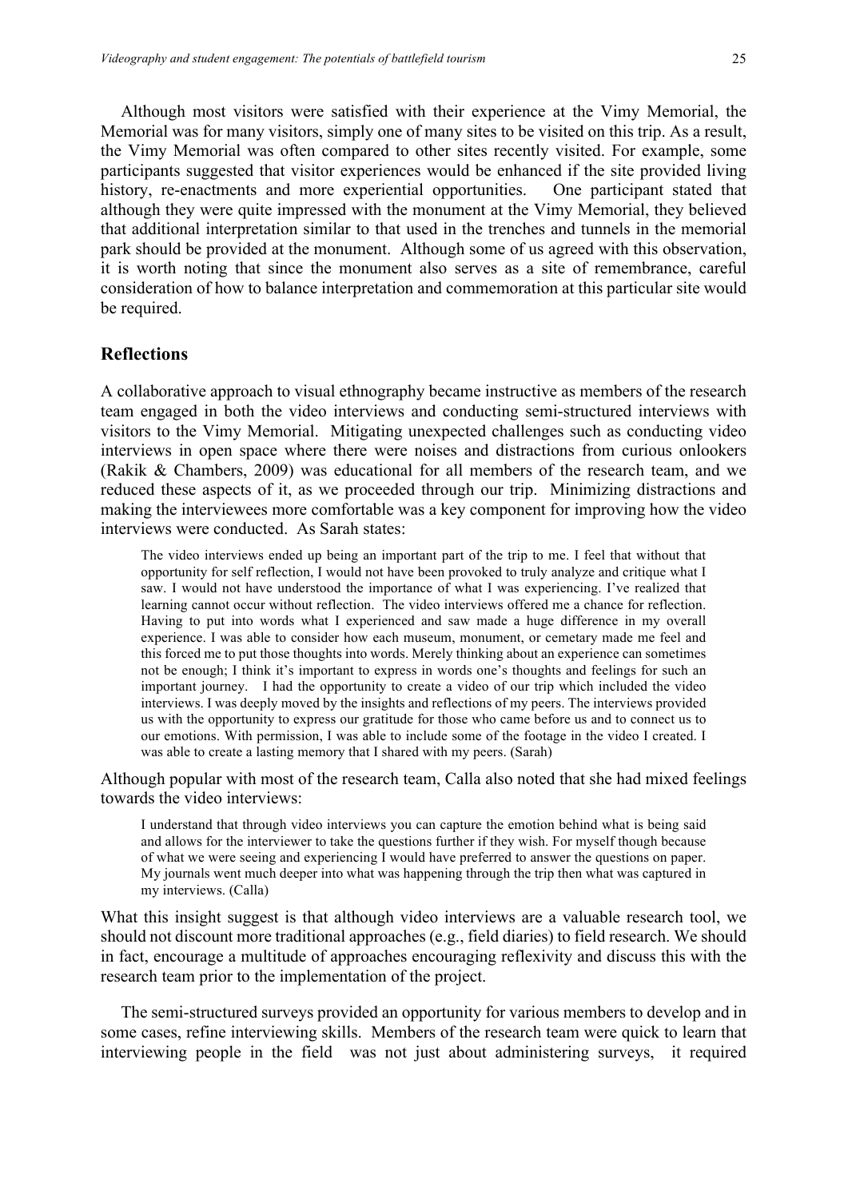Although most visitors were satisfied with their experience at the Vimy Memorial, the Memorial was for many visitors, simply one of many sites to be visited on this trip. As a result, the Vimy Memorial was often compared to other sites recently visited. For example, some participants suggested that visitor experiences would be enhanced if the site provided living history, re-enactments and more experiential opportunities. One participant stated that although they were quite impressed with the monument at the Vimy Memorial, they believed that additional interpretation similar to that used in the trenches and tunnels in the memorial park should be provided at the monument. Although some of us agreed with this observation, it is worth noting that since the monument also serves as a site of remembrance, careful consideration of how to balance interpretation and commemoration at this particular site would be required.

## Reflections

A collaborative approach to visual ethnography became instructive as members of the research team engaged in both the video interviews and conducting semi-structured interviews with visitors to the Vimy Memorial. Mitigating unexpected challenges such as conducting video interviews in open space where there were noises and distractions from curious onlookers (Rakik & Chambers, 2009) was educational for all members of the research team, and we reduced these aspects of it, as we proceeded through our trip. Minimizing distractions and making the interviewees more comfortable was a key component for improving how the video interviews were conducted. As Sarah states:

> The video interviews ended up being an important part of the trip to me. I feel that without that opportunity for self reflection, I would not have been provoked to truly analyze and critique what I saw. I would not have understood the importance of what I was experiencing. I've realized that learning cannot occur without reflection. The video interviews offered me a chance for reflection. Having to put into words what I experienced and saw made a huge difference in my overall experience. I was able to consider how each museum, monument, or cemetary made me feel and this forced me to put those thoughts into words. Merely thinking about an experience can sometimes not be enough; I think it's important to express in words one's thoughts and feelings for such an important journey. I had the opportunity to create a video of our trip which included the video interviews. I was deeply moved by the insights and reflections of my peers. The interviews provided us with the opportunity to express our gratitude for those who came before us and to connect us to our emotions. With permission, I was able to include some of the footage in the video I created. I was able to create a lasting memory that I shared with my peers. (Sarah)

Although popular with most of the research team, Calla also noted that she had mixed feelings towards the video interviews:

> I understand that through video interviews you can capture the emotion behind what is being said and allows for the interviewer to take the questions further if they wish. For myself though because of what we were seeing and experiencing I would have preferred to answer the questions on paper. My journals went much deeper into what was happening through the trip then what was captured in my interviews. (Calla)

What this insight suggest is that although video interviews are a valuable research tool, we should not discount more traditional approaches (e.g., field diaries) to field research. We should in fact, encourage a multitude of approaches encouraging reflexivity and discuss this with the research team prior to the implementation of the project.

The semi-structured surveys provided an opportunity for various members to develop and in some cases, refine interviewing skills. Members of the research team were quick to learn that interviewing people in the field was not just about administering surveys, it required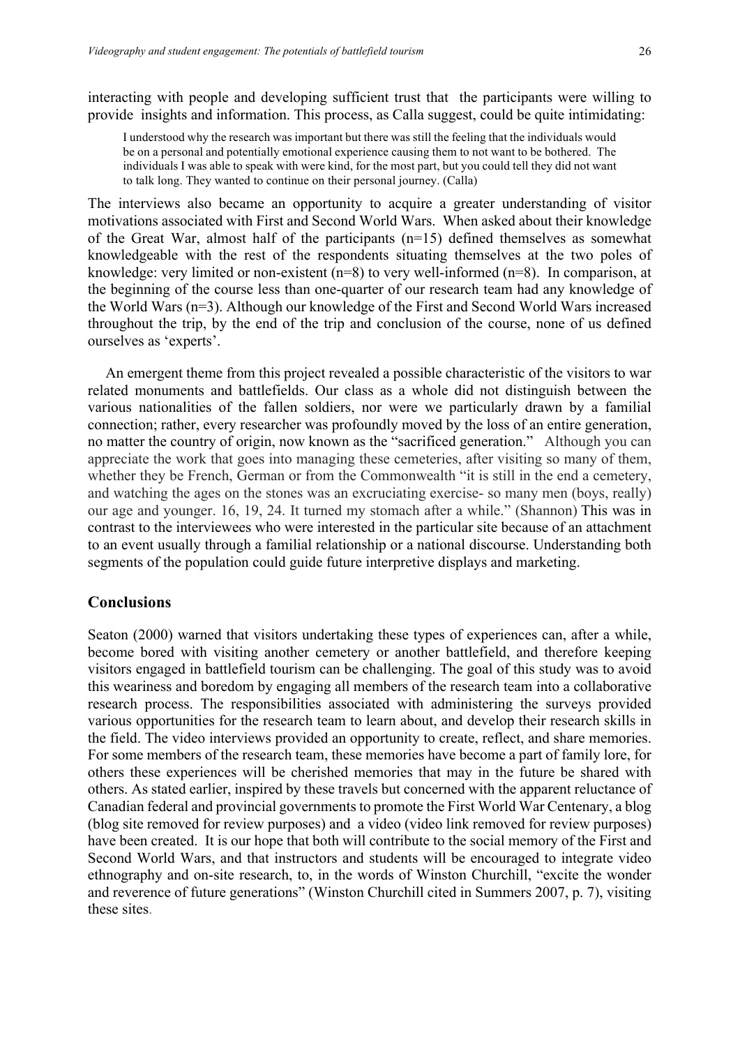interacting with people and developing sufficient trust that the participants were willing to provide insights and information. This process, as Calla suggest, could be quite intimidating:

> I understood why the research was important but there was still the feeling that the individuals would be on a personal and potentially emotional experience causing them to not want to be bothered. The individuals I was able to speak with were kind, for the most part, but you could tell they did not want to talk long. They wanted to continue on their personal journey. (Calla)

The interviews also became an opportunity to acquire a greater understanding of visitor motivations associated with First and Second World Wars. When asked about their knowledge of the Great War, almost half of the participants (n=15) defined themselves as somewhat knowledgeable with the rest of the respondents situating themselves at the two poles of knowledge: very limited or non-existent (n=8) to very well-informed (n=8). In comparison, at the beginning of the course less than one-quarter of our research team had any knowledge of the World Wars (n=3). Although our knowledge of the First and Second World Wars increased throughout the trip, by the end of the trip and conclusion of the course, none of us defined ourselves as 'experts'.

An emergent theme from this project revealed a possible characteristic of the visitors to war related monuments and battlefields. Our class as a whole did not distinguish between the various nationalities of the fallen soldiers, nor were we particularly drawn by a familial connection; rather, every researcher was profoundly moved by the loss of an entire generation, no matter the country of origin, now known as the "sacrificed generation." Although you can appreciate the work that goes into managing these cemeteries, after visiting so many of them, whether they be French, German or from the Commonwealth "it is still in the end a cemetery, and watching the ages on the stones was an excruciating exercise- so many men (boys, really) our age and younger. 16, 19, 24. It turned my stomach after a while." (Shannon) This was in contrast to the interviewees who were interested in the particular site because of an attachment to an event usually through a familial relationship or a national discourse. Understanding both segments of the population could guide future interpretive displays and marketing.

## Conclusions

Seaton (2000) warned that visitors undertaking these types of experiences can, after a while, become bored with visiting another cemetery or another battlefield, and therefore keeping visitors engaged in battlefield tourism can be challenging. The goal of this study was to avoid this weariness and boredom by engaging all members of the research team into a collaborative research process. The responsibilities associated with administering the surveys provided various opportunities for the research team to learn about, and develop their research skills in the field. The video interviews provided an opportunity to create, reflect, and share memories. For some members of the research team, these memories have become a part of family lore, for others these experiences will be cherished memories that may in the future be shared with others. As stated earlier, inspired by these travels but concerned with the apparent reluctance of Canadian federal and provincial governments to promote the First World War Centenary, a blog (blog site removed for review purposes) and a video (video link removed for review purposes) have been created. It is our hope that both will contribute to the social memory of the First and Second World Wars, and that instructors and students will be encouraged to integrate video ethnography and on-site research, to, in the words of Winston Churchill, "excite the wonder and reverence of future generations" (Winston Churchill cited in Summers 2007, p. 7), visiting these sites.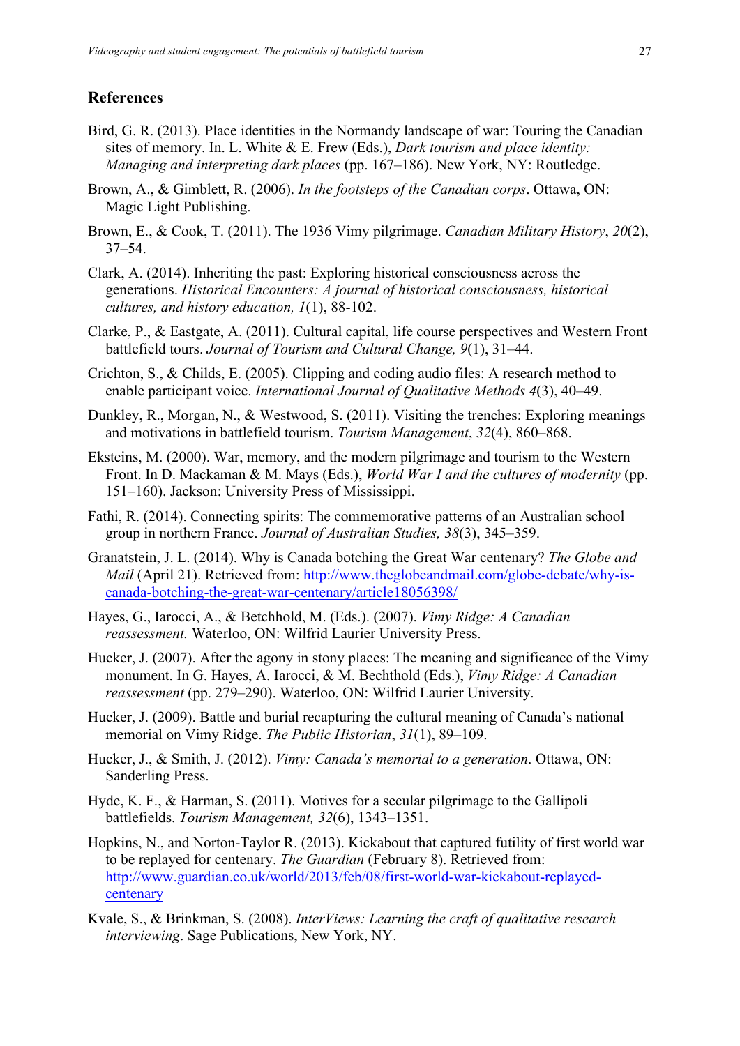## References

Bird, G. R. (2013). Place identities in the Normandy landscape of war: Touring the Canadian sites of memory. In. L. White & E. Frew (Eds.), *Dark tourism and place identity: Managing and interpreting dark places* (pp. 167–186). New York, NY: Routledge.

Brown, A., & Gimblett, R. (2006). *In the footsteps of the Canadian corps*. Ottawa, ON: Magic Light Publishing.

Brown, E., & Cook, T. (2011). The 1936 Vimy pilgrimage. *Canadian Military History*, *20*(2), 37–54.

Clark, A. (2014). Inheriting the past: Exploring historical consciousness across the generations. *Historical Encounters: A journal of historical consciousness, historical cultures, and history education, 1*(1), 88-102.

Clarke, P., & Eastgate, A. (2011). Cultural capital, life course perspectives and Western Front battlefield tours. *Journal of Tourism and Cultural Change, 9*(1), 31–44.

Crichton, S., & Childs, E. (2005). Clipping and coding audio files: A research method to enable participant voice. *International Journal of Qualitative Methods 4*(3), 40–49.

Dunkley, R., Morgan, N., & Westwood, S. (2011). Visiting the trenches: Exploring meanings and motivations in battlefield tourism. *Tourism Management*, *32*(4), 860–868.

Eksteins, M. (2000). War, memory, and the modern pilgrimage and tourism to the Western Front. In D. Mackaman & M. Mays (Eds.), *World War I and the cultures of modernity* (pp. 151–160). Jackson: University Press of Mississippi.

Fathi, R. (2014). Connecting spirits: The commemorative patterns of an Australian school group in northern France. *Journal of Australian Studies, 38*(3), 345–359.

Granatstein, J. L. (2014). Why is Canada botching the Great War centenary? *The Globe and Mail* (April 21). Retrieved from: http://www.theglobeandmail.com/globe-debate/why-is-canada-botching-the-great-war-centenary/article18056398/

Hayes, G., Iarocci, A., & Betchhold, M. (Eds.). (2007). *Vimy Ridge: A Canadian reassessment.* Waterloo, ON: Wilfrid Laurier University Press.

Hucker, J. (2007). After the agony in stony places: The meaning and significance of the Vimy monument. In G. Hayes, A. Iarocci, & M. Bechthold (Eds.), *Vimy Ridge: A Canadian reassessment* (pp. 279–290). Waterloo, ON: Wilfrid Laurier University.

Hucker, J. (2009). Battle and burial recapturing the cultural meaning of Canada's national memorial on Vimy Ridge. *The Public Historian*, *31*(1), 89–109.

Hucker, J., & Smith, J. (2012). *Vimy: Canada's memorial to a generation*. Ottawa, ON: Sanderling Press.

Hyde, K. F., & Harman, S. (2011). Motives for a secular pilgrimage to the Gallipoli battlefields. *Tourism Management, 32*(6), 1343–1351.

Hopkins, N., and Norton-Taylor R. (2013). Kickabout that captured futility of first world war to be replayed for centenary. *The Guardian* (February 8). Retrieved from: http://www.guardian.co.uk/world/2013/feb/08/first-world-war-kickabout-replayed-centenary

Kvale, S., & Brinkman, S. (2008). *InterViews: Learning the craft of qualitative research interviewing*. Sage Publications, New York, NY.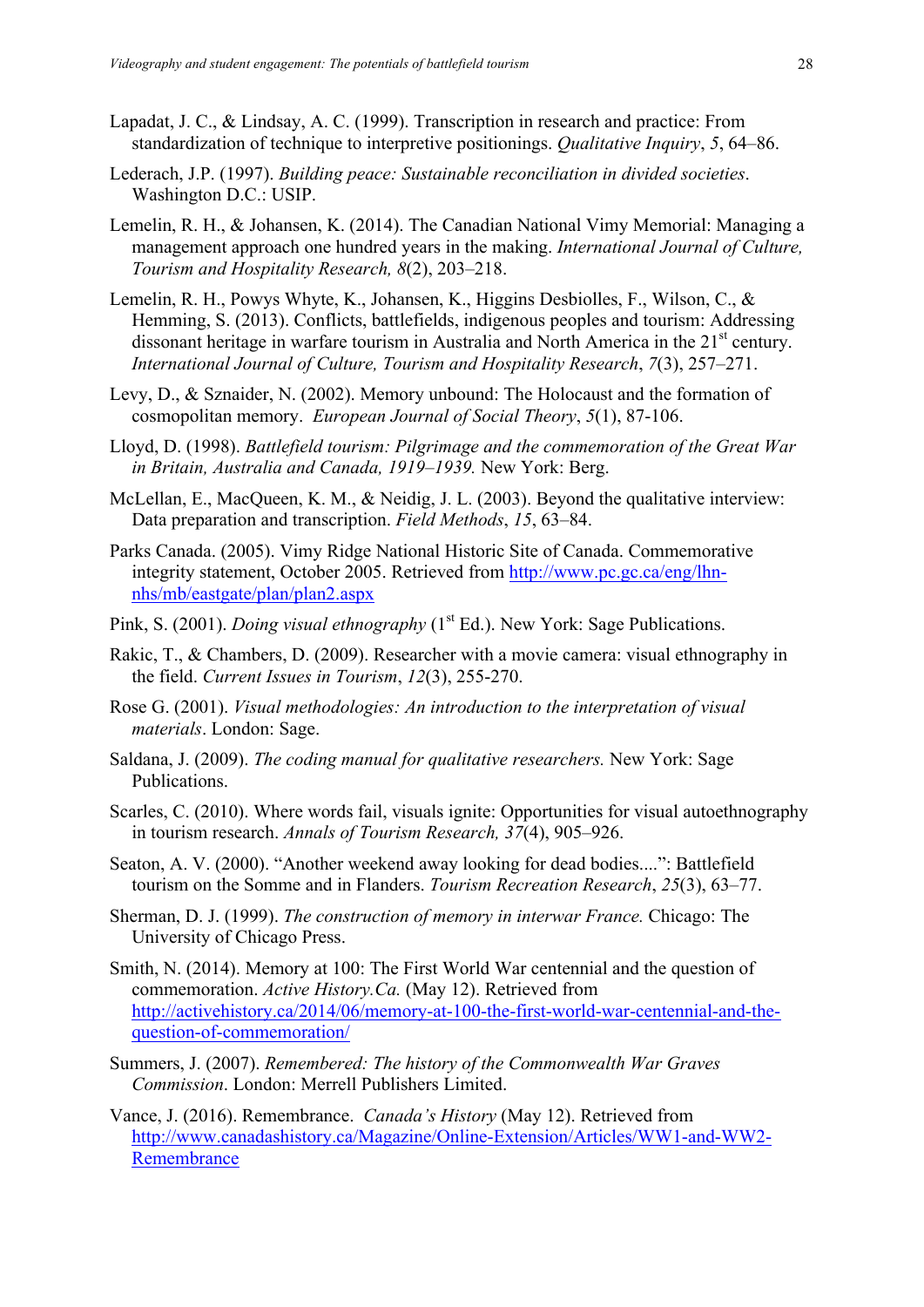Lapadat, J. C., & Lindsay, A. C. (1999). Transcription in research and practice: From standardization of technique to interpretive positionings. *Qualitative Inquiry*, *5*, 64–86.

Lederach, J.P. (1997). *Building peace: Sustainable reconciliation in divided societies*. Washington D.C.: USIP.

Lemelin, R. H., & Johansen, K. (2014). The Canadian National Vimy Memorial: Managing a management approach one hundred years in the making. *International Journal of Culture, Tourism and Hospitality Research, 8*(2), 203–218.

Lemelin, R. H., Powys Whyte, K., Johansen, K., Higgins Desbiolles, F., Wilson, C., & Hemming, S. (2013). Conflicts, battlefields, indigenous peoples and tourism: Addressing dissonant heritage in warfare tourism in Australia and North America in the 21st century. *International Journal of Culture, Tourism and Hospitality Research*, *7*(3), 257–271.

Levy, D., & Sznaider, N. (2002). Memory unbound: The Holocaust and the formation of cosmopolitan memory. *European Journal of Social Theory*, *5*(1), 87-106.

Lloyd, D. (1998). *Battlefield tourism: Pilgrimage and the commemoration of the Great War in Britain, Australia and Canada, 1919–1939.* New York: Berg.

McLellan, E., MacQueen, K. M., & Neidig, J. L. (2003). Beyond the qualitative interview: Data preparation and transcription. *Field Methods*, *15*, 63–84.

Parks Canada. (2005). Vimy Ridge National Historic Site of Canada. Commemorative integrity statement, October 2005. Retrieved from http://www.pc.gc.ca/eng/lhn-nhs/mb/eastgate/plan/plan2.aspx

Pink, S. (2001). *Doing visual ethnography* (1st Ed.). New York: Sage Publications.

Rakic, T., & Chambers, D. (2009). Researcher with a movie camera: visual ethnography in the field. *Current Issues in Tourism*, *12*(3), 255-270.

Rose G. (2001). *Visual methodologies: An introduction to the interpretation of visual materials*. London: Sage.

Saldana, J. (2009). *The coding manual for qualitative researchers.* New York: Sage Publications.

Scarles, C. (2010). Where words fail, visuals ignite: Opportunities for visual autoethnography in tourism research. *Annals of Tourism Research, 37*(4), 905–926.

Seaton, A. V. (2000). "Another weekend away looking for dead bodies....": Battlefield tourism on the Somme and in Flanders. *Tourism Recreation Research*, *25*(3), 63–77.

Sherman, D. J. (1999). *The construction of memory in interwar France.* Chicago: The University of Chicago Press.

Smith, N. (2014). Memory at 100: The First World War centennial and the question of commemoration. *Active History.Ca.* (May 12). Retrieved from http://activehistory.ca/2014/06/memory-at-100-the-first-world-war-centennial-and-the-question-of-commemoration/

Summers, J. (2007). *Remembered: The history of the Commonwealth War Graves Commission*. London: Merrell Publishers Limited.

Vance, J. (2016). Remembrance. *Canada's History* (May 12). Retrieved from http://www.canadashistory.ca/Magazine/Online-Extension/Articles/WW1-and-WW2-Remembrance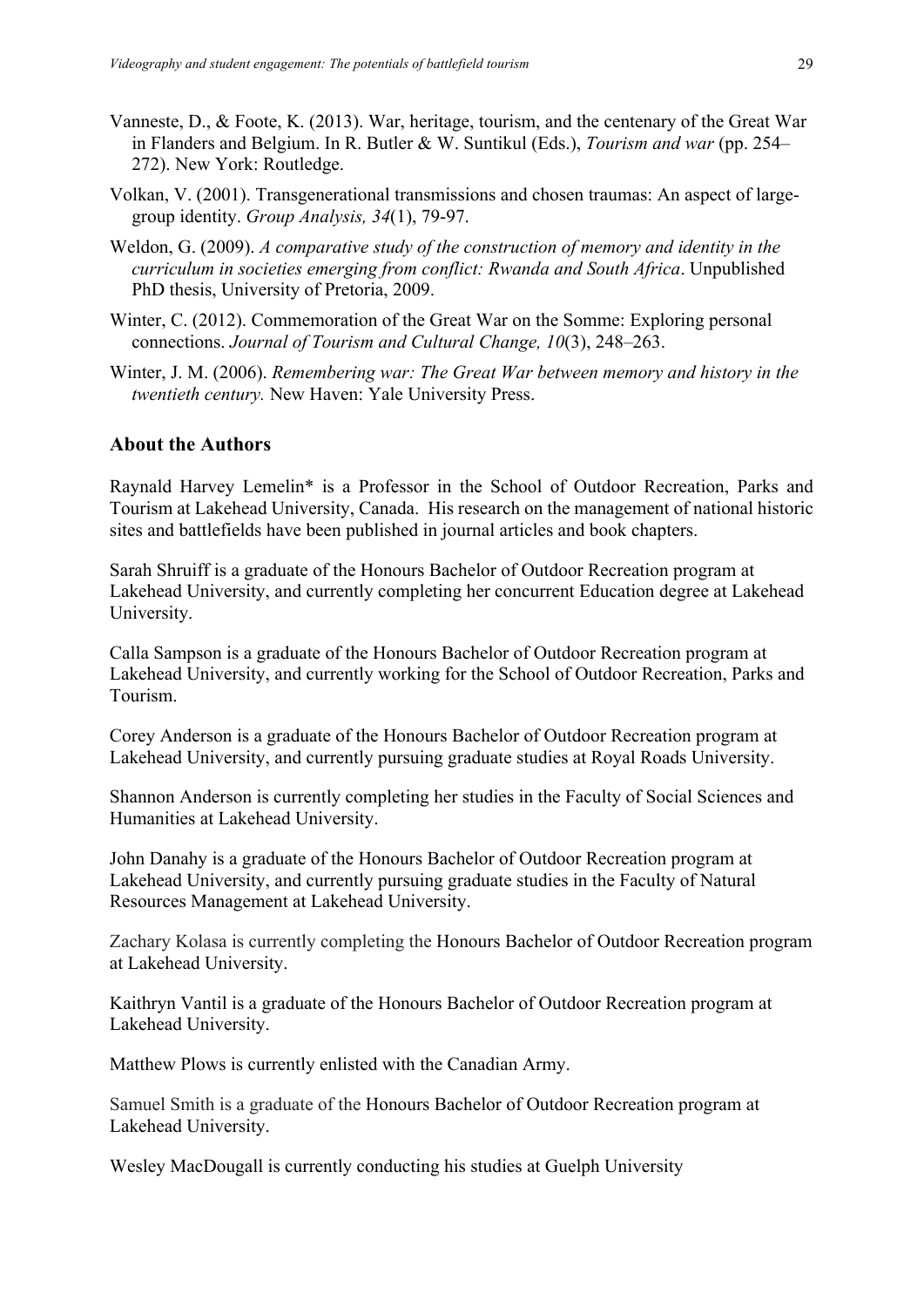Vanneste, D., & Foote, K. (2013). War, heritage, tourism, and the centenary of the Great War in Flanders and Belgium. In R. Butler & W. Suntikul (Eds.), *Tourism and war* (pp. 254–272). New York: Routledge.

Volkan, V. (2001). Transgenerational transmissions and chosen traumas: An aspect of large-group identity. *Group Analysis, 34*(1), 79-97.

Weldon, G. (2009). *A comparative study of the construction of memory and identity in the curriculum in societies emerging from conflict: Rwanda and South Africa*. Unpublished PhD thesis, University of Pretoria, 2009.

Winter, C. (2012). Commemoration of the Great War on the Somme: Exploring personal connections. *Journal of Tourism and Cultural Change, 10*(3), 248–263.

Winter, J. M. (2006). *Remembering war: The Great War between memory and history in the twentieth century.* New Haven: Yale University Press.

### About the Authors

Raynald Harvey Lemelin* is a Professor in the School of Outdoor Recreation, Parks and Tourism at Lakehead University, Canada. His research on the management of national historic sites and battlefields have been published in journal articles and book chapters.

Sarah Shruiff is a graduate of the Honours Bachelor of Outdoor Recreation program at Lakehead University, and currently completing her concurrent Education degree at Lakehead University.

Calla Sampson is a graduate of the Honours Bachelor of Outdoor Recreation program at Lakehead University, and currently working for the School of Outdoor Recreation, Parks and Tourism.

Corey Anderson is a graduate of the Honours Bachelor of Outdoor Recreation program at Lakehead University, and currently pursuing graduate studies at Royal Roads University.

Shannon Anderson is currently completing her studies in the Faculty of Social Sciences and Humanities at Lakehead University.

John Danahy is a graduate of the Honours Bachelor of Outdoor Recreation program at Lakehead University, and currently pursuing graduate studies in the Faculty of Natural Resources Management at Lakehead University.

Zachary Kolasa is currently completing the Honours Bachelor of Outdoor Recreation program at Lakehead University.

Kaithryn Vantil is a graduate of the Honours Bachelor of Outdoor Recreation program at Lakehead University.

Matthew Plows is currently enlisted with the Canadian Army.

Samuel Smith is a graduate of the Honours Bachelor of Outdoor Recreation program at Lakehead University.

Wesley MacDougall is currently conducting his studies at Guelph University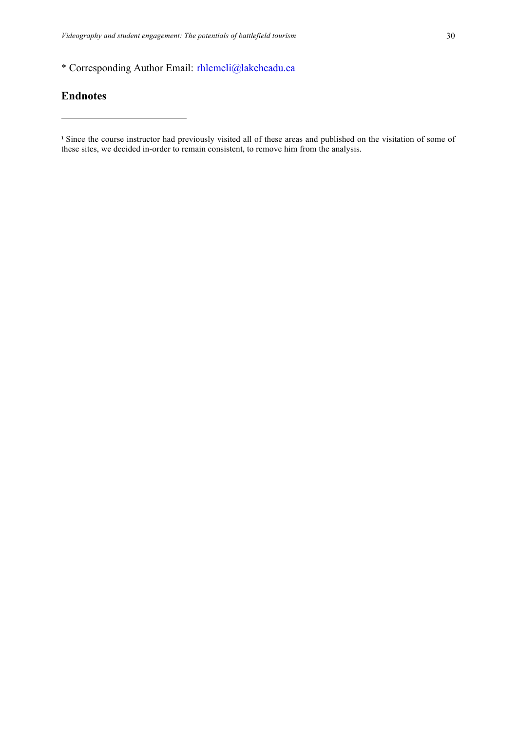\* Corresponding Author Email: rhlemeli@lakeheadu.ca

## Endnotes

---

[1] Since the course instructor had previously visited all of these areas and published on the visitation of some of these sites, we decided in-order to remain consistent, to remove him from the analysis.